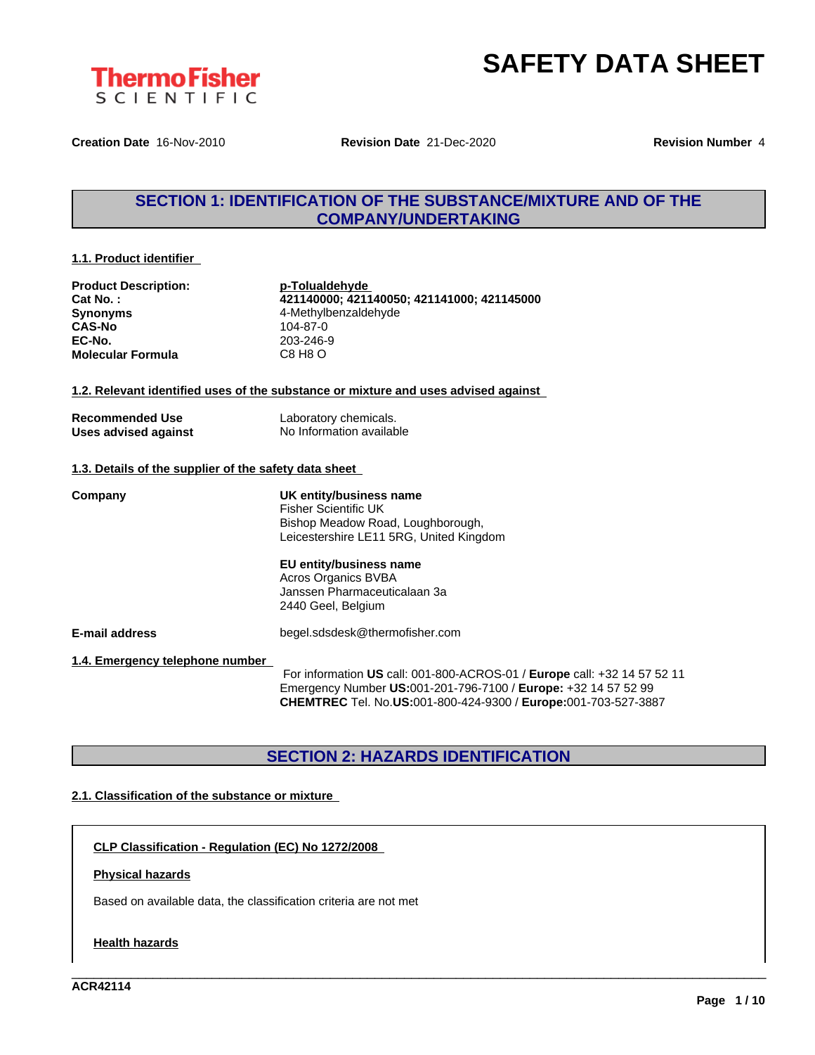# SAFETY DATA SHEET

**Creation Date** 16-Nov-2010 **Revision Date** 21-Dec-2020 **Revision Number** 4

## SECTION 1: IDENTIFICATION OF THE SUBSTANCE/MIXTURE AND OF THE COMPANY/UNDERTAKING

### 1.1. Product identifier

| | |
|---|---|
| **Product Description:** | **p-Tolualdehyde** |
| **Cat No. :** | **421140000; 421140050; 421141000; 421145000** |
| **Synonyms** | 4-Methylbenzaldehyde |
| **CAS-No** | 104-87-0 |
| **EC-No.** | 203-246-9 |
| **Molecular Formula** | C8 H8 O |

### 1.2. Relevant identified uses of the substance or mixture and uses advised against

| | |
|---|---|
| **Recommended Use** | Laboratory chemicals. |
| **Uses advised against** | No Information available |

### 1.3. Details of the supplier of the safety data sheet

**Company**

**UK entity/business name**
Fisher Scientific UK
Bishop Meadow Road, Loughborough,
Leicestershire LE11 5RG, United Kingdom

**EU entity/business name**
Acros Organics BVBA
Janssen Pharmaceuticalaan 3a
2440 Geel, Belgium

**E-mail address** begel.sdsdesk@thermofisher.com

### 1.4. Emergency telephone number

For information **US** call: 001-800-ACROS-01 / **Europe** call: +32 14 57 52 11
Emergency Number **US:**001-201-796-7100 / **Europe:** +32 14 57 52 99
**CHEMTREC** Tel. No.**US:**001-800-424-9300 / **Europe:**001-703-527-3887

## SECTION 2: HAZARDS IDENTIFICATION

### 2.1. Classification of the substance or mixture

**CLP Classification - Regulation (EC) No 1272/2008**

**Physical hazards**

Based on available data, the classification criteria are not met

**Health hazards**

ACR42114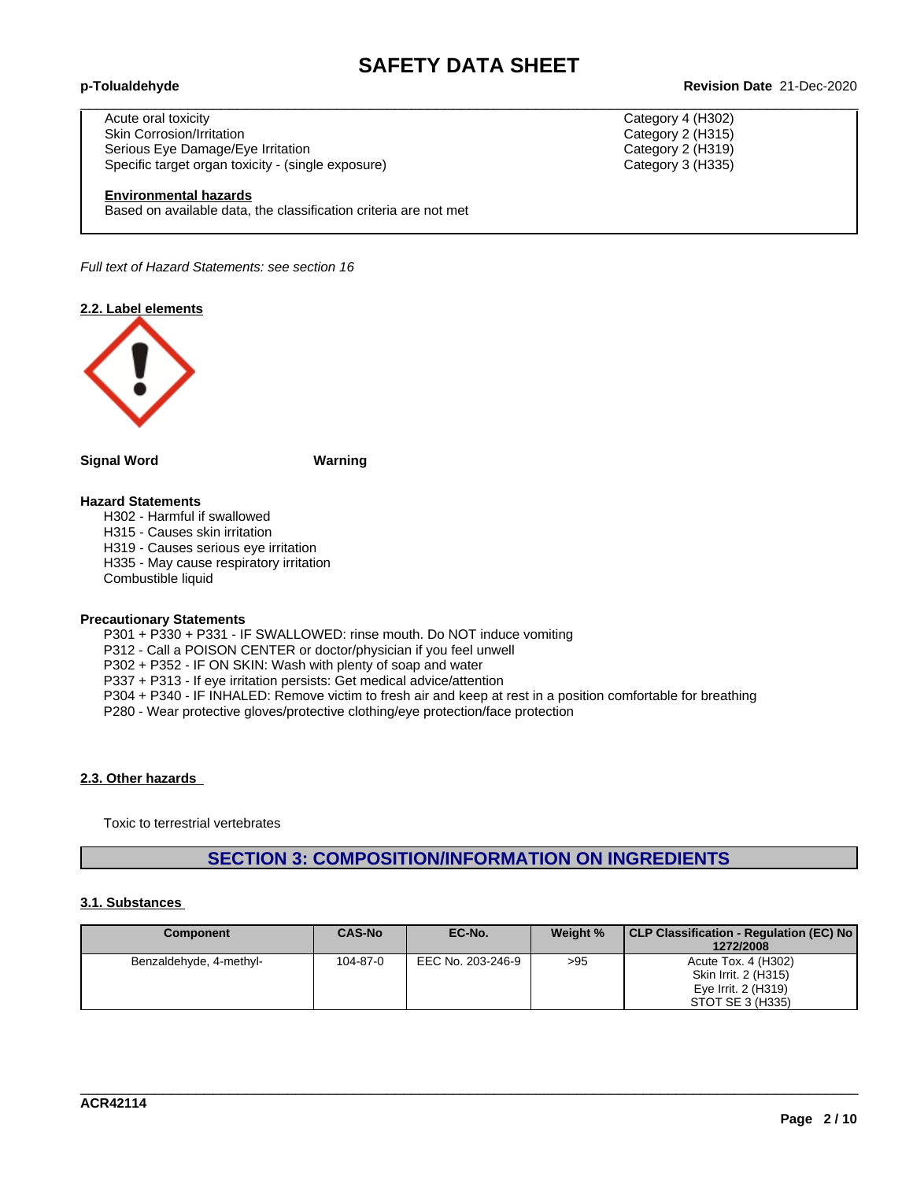| | |
|---|---|
| Acute oral toxicity | Category 4 (H302) |
| Skin Corrosion/Irritation | Category 2 (H315) |
| Serious Eye Damage/Eye Irritation | Category 2 (H319) |
| Specific target organ toxicity - (single exposure) | Category 3 (H335) |

**Environmental hazards**
Based on available data, the classification criteria are not met

*Full text of Hazard Statements: see section 16*

### 2.2. Label elements

**Signal Word** **Warning**

**Hazard Statements**

H302 - Harmful if swallowed
H315 - Causes skin irritation
H319 - Causes serious eye irritation
H335 - May cause respiratory irritation
Combustible liquid

**Precautionary Statements**

P301 + P330 + P331 - IF SWALLOWED: rinse mouth. Do NOT induce vomiting
P312 - Call a POISON CENTER or doctor/physician if you feel unwell
P302 + P352 - IF ON SKIN: Wash with plenty of soap and water
P337 + P313 - If eye irritation persists: Get medical advice/attention
P304 + P340 - IF INHALED: Remove victim to fresh air and keep at rest in a position comfortable for breathing
P280 - Wear protective gloves/protective clothing/eye protection/face protection

### 2.3. Other hazards

Toxic to terrestrial vertebrates

## SECTION 3: COMPOSITION/INFORMATION ON INGREDIENTS

### 3.1. Substances

| Component | CAS-No | EC-No. | Weight % | CLP Classification - Regulation (EC) No 1272/2008 |
|---|---|---|---|---|
| Benzaldehyde, 4-methyl- | 104-87-0 | EEC No. 203-246-9 | >95 | Acute Tox. 4 (H302)<br>Skin Irrit. 2 (H315)<br>Eye Irrit. 2 (H319)<br>STOT SE 3 (H335) |

ACR42114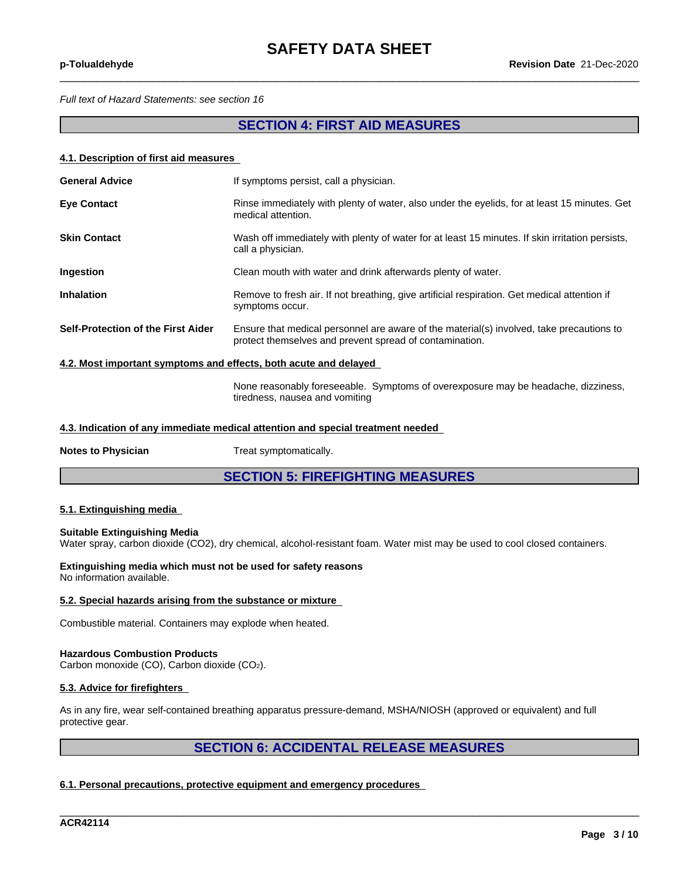*Full text of Hazard Statements: see section 16*

## SECTION 4: FIRST AID MEASURES

### 4.1. Description of first aid measures

**General Advice** — If symptoms persist, call a physician.

**Eye Contact** — Rinse immediately with plenty of water, also under the eyelids, for at least 15 minutes. Get medical attention.

**Skin Contact** — Wash off immediately with plenty of water for at least 15 minutes. If skin irritation persists, call a physician.

**Ingestion** — Clean mouth with water and drink afterwards plenty of water.

**Inhalation** — Remove to fresh air. If not breathing, give artificial respiration. Get medical attention if symptoms occur.

**Self-Protection of the First Aider** — Ensure that medical personnel are aware of the material(s) involved, take precautions to protect themselves and prevent spread of contamination.

### 4.2. Most important symptoms and effects, both acute and delayed

None reasonably foreseeable. Symptoms of overexposure may be headache, dizziness, tiredness, nausea and vomiting

### 4.3. Indication of any immediate medical attention and special treatment needed

**Notes to Physician** — Treat symptomatically.

## SECTION 5: FIREFIGHTING MEASURES

### 5.1. Extinguishing media

**Suitable Extinguishing Media**
Water spray, carbon dioxide ($CO_2$), dry chemical, alcohol-resistant foam. Water mist may be used to cool closed containers.

**Extinguishing media which must not be used for safety reasons**
No information available.

### 5.2. Special hazards arising from the substance or mixture

Combustible material. Containers may explode when heated.

**Hazardous Combustion Products**
Carbon monoxide (CO), Carbon dioxide ($CO_2$).

### 5.3. Advice for firefighters

As in any fire, wear self-contained breathing apparatus pressure-demand, MSHA/NIOSH (approved or equivalent) and full protective gear.

## SECTION 6: ACCIDENTAL RELEASE MEASURES

### 6.1. Personal precautions, protective equipment and emergency procedures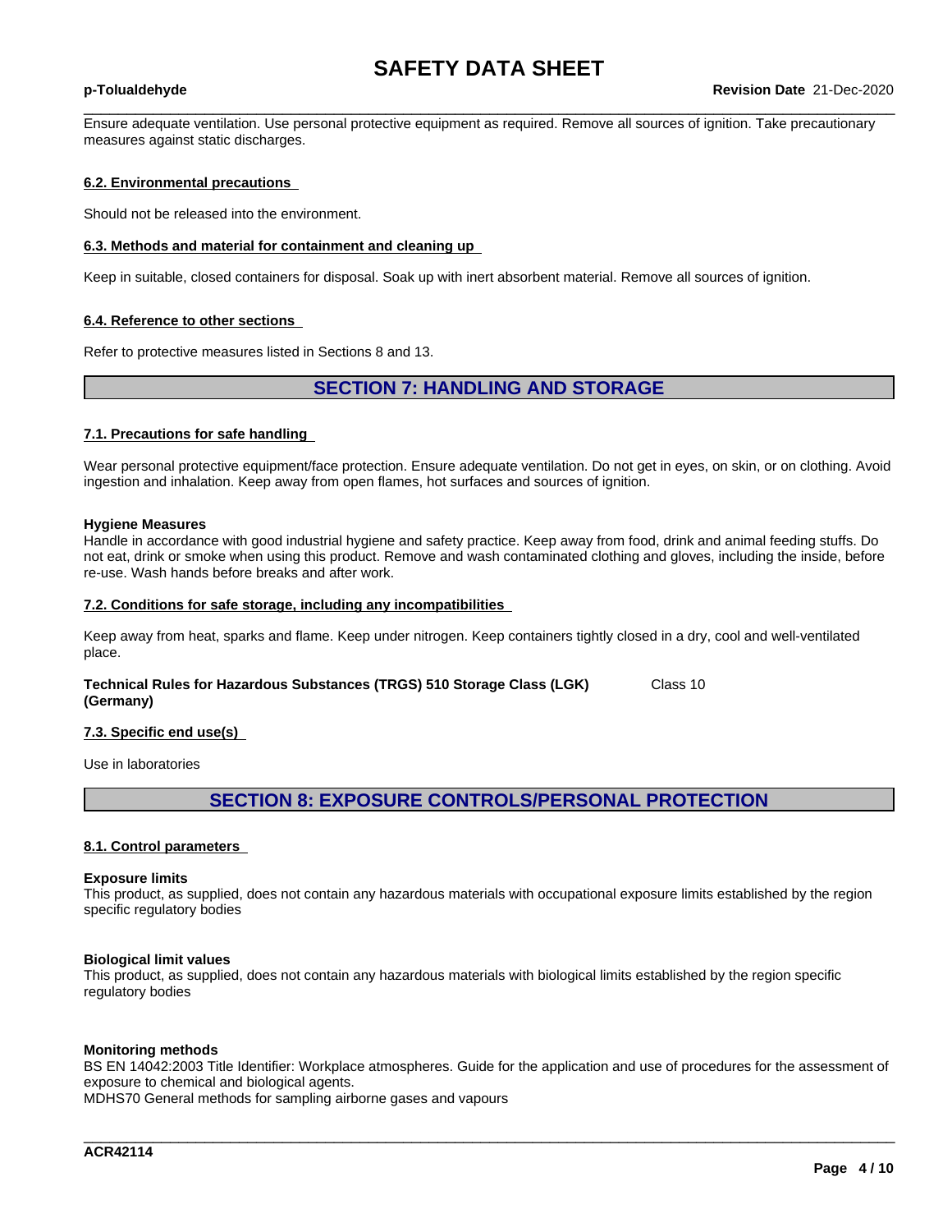Ensure adequate ventilation. Use personal protective equipment as required. Remove all sources of ignition. Take precautionary measures against static discharges.

### 6.2. Environmental precautions

Should not be released into the environment.

### 6.3. Methods and material for containment and cleaning up

Keep in suitable, closed containers for disposal. Soak up with inert absorbent material. Remove all sources of ignition.

### 6.4. Reference to other sections

Refer to protective measures listed in Sections 8 and 13.

## SECTION 7: HANDLING AND STORAGE

### 7.1. Precautions for safe handling

Wear personal protective equipment/face protection. Ensure adequate ventilation. Do not get in eyes, on skin, or on clothing. Avoid ingestion and inhalation. Keep away from open flames, hot surfaces and sources of ignition.

**Hygiene Measures**
Handle in accordance with good industrial hygiene and safety practice. Keep away from food, drink and animal feeding stuffs. Do not eat, drink or smoke when using this product. Remove and wash contaminated clothing and gloves, including the inside, before re-use. Wash hands before breaks and after work.

### 7.2. Conditions for safe storage, including any incompatibilities

Keep away from heat, sparks and flame. Keep under nitrogen. Keep containers tightly closed in a dry, cool and well-ventilated place.

**Technical Rules for Hazardous Substances (TRGS) 510 Storage Class (LGK) (Germany)** Class 10

### 7.3. Specific end use(s)

Use in laboratories

## SECTION 8: EXPOSURE CONTROLS/PERSONAL PROTECTION

### 8.1. Control parameters

**Exposure limits**
This product, as supplied, does not contain any hazardous materials with occupational exposure limits established by the region specific regulatory bodies

**Biological limit values**
This product, as supplied, does not contain any hazardous materials with biological limits established by the region specific regulatory bodies

**Monitoring methods**
BS EN 14042:2003 Title Identifier: Workplace atmospheres. Guide for the application and use of procedures for the assessment of exposure to chemical and biological agents.
MDHS70 General methods for sampling airborne gases and vapours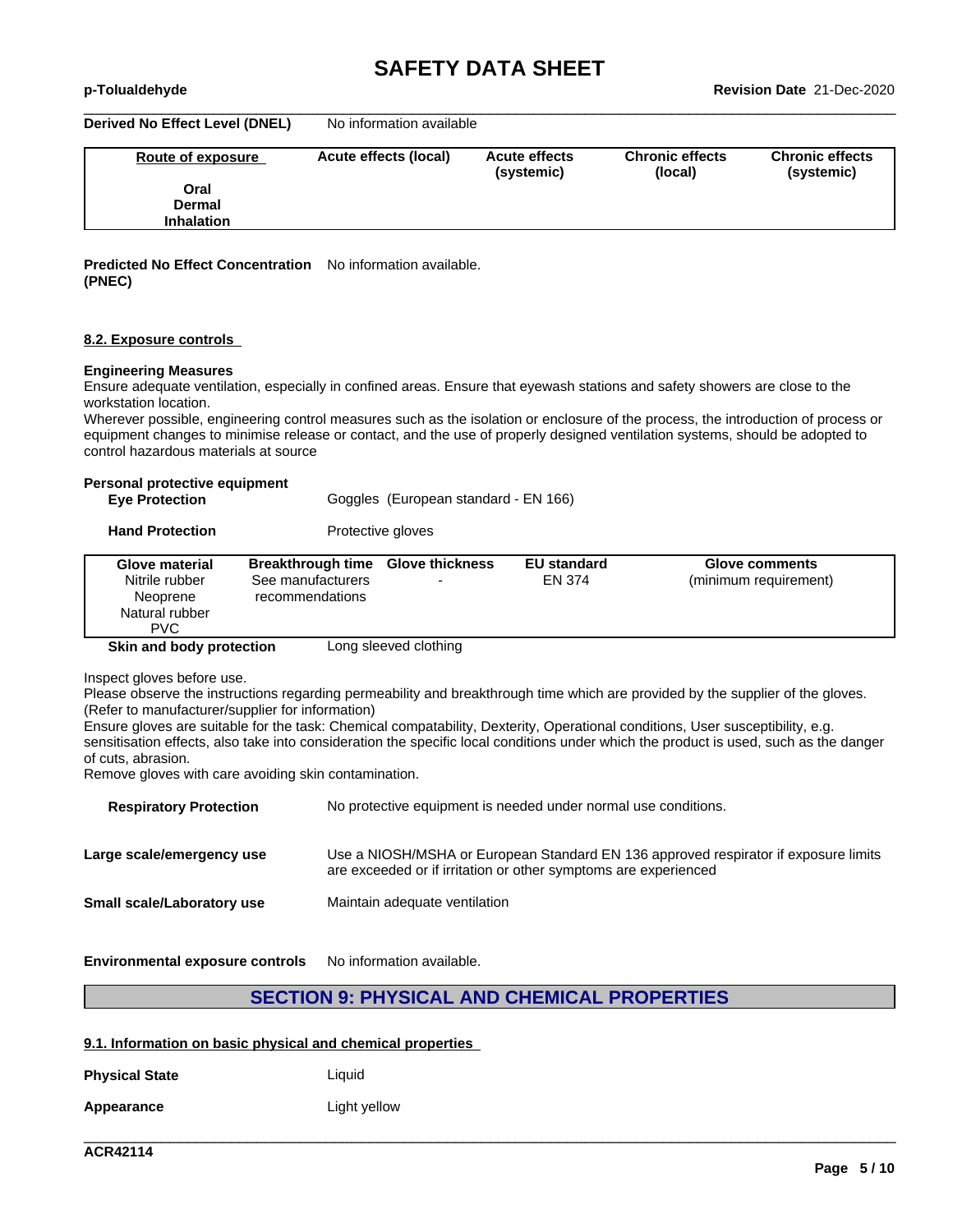**Derived No Effect Level (DNEL)** No information available

| Route of exposure | Acute effects (local) | Acute effects (systemic) | Chronic effects (local) | Chronic effects (systemic) |
|---|---|---|---|---|
| Oral | | | | |
| Dermal | | | | |
| Inhalation | | | | |

**Predicted No Effect Concentration (PNEC)** No information available.

### 8.2. Exposure controls

**Engineering Measures**

Ensure adequate ventilation, especially in confined areas. Ensure that eyewash stations and safety showers are close to the workstation location.

Wherever possible, engineering control measures such as the isolation or enclosure of the process, the introduction of process or equipment changes to minimise release or contact, and the use of properly designed ventilation systems, should be adopted to control hazardous materials at source

**Personal protective equipment**

**Eye Protection** Goggles (European standard - EN 166)

**Hand Protection** Protective gloves

| Glove material | Breakthrough time | Glove thickness | EU standard | Glove comments |
|---|---|---|---|---|
| Nitrile rubber<br>Neoprene<br>Natural rubber<br>PVC | See manufacturers recommendations | - | EN 374 | (minimum requirement) |

**Skin and body protection** Long sleeved clothing

Inspect gloves before use.

Please observe the instructions regarding permeability and breakthrough time which are provided by the supplier of the gloves. (Refer to manufacturer/supplier for information)

Ensure gloves are suitable for the task: Chemical compatability, Dexterity, Operational conditions, User susceptibility, e.g. sensitisation effects, also take into consideration the specific local conditions under which the product is used, such as the danger of cuts, abrasion.

Remove gloves with care avoiding skin contamination.

**Respiratory Protection** No protective equipment is needed under normal use conditions.

**Large scale/emergency use** Use a NIOSH/MSHA or European Standard EN 136 approved respirator if exposure limits are exceeded or if irritation or other symptoms are experienced

**Small scale/Laboratory use** Maintain adequate ventilation

**Environmental exposure controls** No information available.

## SECTION 9: PHYSICAL AND CHEMICAL PROPERTIES

### 9.1. Information on basic physical and chemical properties

**Physical State** Liquid

**Appearance** Light yellow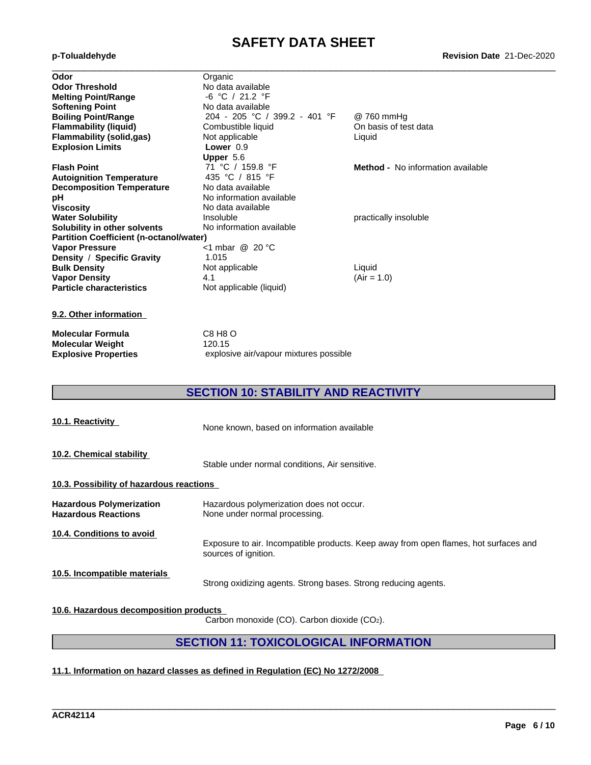| | | |
|---|---|---|
| **Odor** | Organic | |
| **Odor Threshold** | No data available | |
| **Melting Point/Range** | -6 °C / 21.2 °F | |
| **Softening Point** | No data available | |
| **Boiling Point/Range** | 204 - 205 °C / 399.2 - 401 °F | @ 760 mmHg |
| **Flammability (liquid)** | Combustible liquid | On basis of test data |
| **Flammability (solid,gas)** | Not applicable | Liquid |
| **Explosion Limits** | **Lower** 0.9<br>**Upper** 5.6 | |
| **Flash Point** | 71 °C / 159.8 °F | **Method -** No information available |
| **Autoignition Temperature** | 435 °C / 815 °F | |
| **Decomposition Temperature** | No data available | |
| **pH** | No information available | |
| **Viscosity** | No data available | |
| **Water Solubility** | Insoluble | practically insoluble |
| **Solubility in other solvents** | No information available | |
| **Partition Coefficient (n-octanol/water)** | | |
| **Vapor Pressure** | <1 mbar @ 20 °C | |
| **Density / Specific Gravity** | 1.015 | |
| **Bulk Density** | Not applicable | Liquid |
| **Vapor Density** | 4.1 | (Air = 1.0) |
| **Particle characteristics** | Not applicable (liquid) | |

**9.2. Other information**

| | |
|---|---|
| **Molecular Formula** | C8 H8 O |
| **Molecular Weight** | 120.15 |
| **Explosive Properties** | explosive air/vapour mixtures possible |

## SECTION 10: STABILITY AND REACTIVITY

**10.1. Reactivity**

None known, based on information available

**10.2. Chemical stability**

Stable under normal conditions, Air sensitive.

**10.3. Possibility of hazardous reactions**

| | |
|---|---|
| **Hazardous Polymerization** | Hazardous polymerization does not occur. |
| **Hazardous Reactions** | None under normal processing. |

**10.4. Conditions to avoid**

Exposure to air. Incompatible products. Keep away from open flames, hot surfaces and sources of ignition.

**10.5. Incompatible materials**

Strong oxidizing agents. Strong bases. Strong reducing agents.

**10.6. Hazardous decomposition products**

Carbon monoxide (CO). Carbon dioxide ($CO_2$).

## SECTION 11: TOXICOLOGICAL INFORMATION

**11.1. Information on hazard classes as defined in Regulation (EC) No 1272/2008**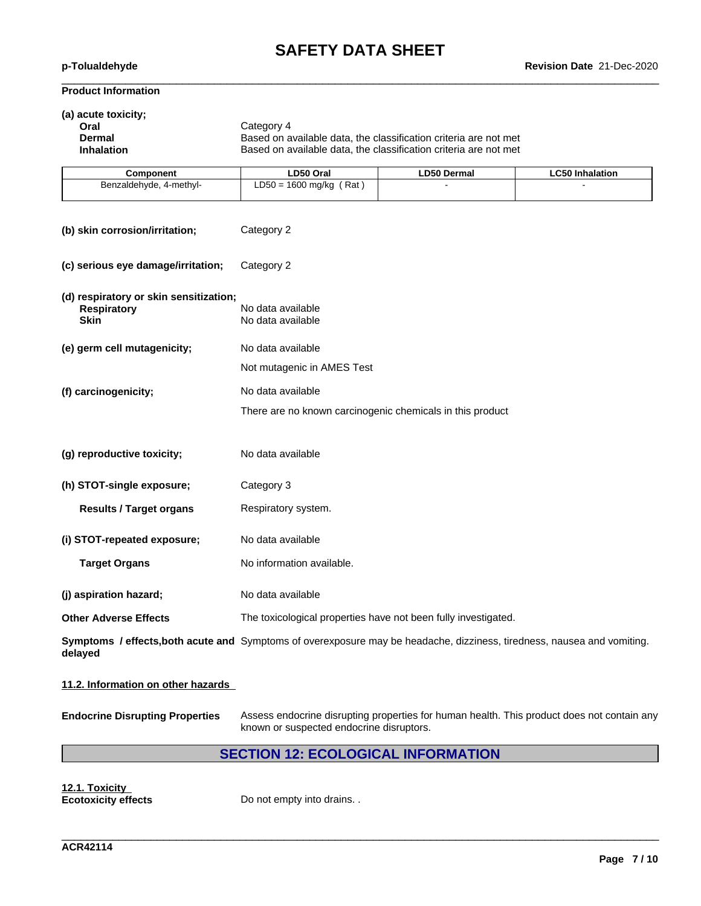**Product Information**

**(a) acute toxicity;**

| | |
|---|---|
| **Oral** | Category 4 |
| **Dermal** | Based on available data, the classification criteria are not met |
| **Inhalation** | Based on available data, the classification criteria are not met |

| Component | LD50 Oral | LD50 Dermal | LC50 Inhalation |
|---|---|---|---|
| Benzaldehyde, 4-methyl- | LD50 = 1600 mg/kg ( Rat ) | - | - |

**(b) skin corrosion/irritation;** Category 2

**(c) serious eye damage/irritation;** Category 2

**(d) respiratory or skin sensitization;**

| | |
|---|---|
| **Respiratory** | No data available |
| **Skin** | No data available |

**(e) germ cell mutagenicity;** No data available

Not mutagenic in AMES Test

**(f) carcinogenicity;** No data available

There are no known carcinogenic chemicals in this product

**(g) reproductive toxicity;** No data available

**(h) STOT-single exposure;** Category 3

**Results / Target organs** Respiratory system.

**(i) STOT-repeated exposure;** No data available

**Target Organs** No information available.

**(j) aspiration hazard;** No data available

**Other Adverse Effects** The toxicological properties have not been fully investigated.

**Symptoms / effects,both acute and delayed** Symptoms of overexposure may be headache, dizziness, tiredness, nausea and vomiting.

**11.2. Information on other hazards**

**Endocrine Disrupting Properties** Assess endocrine disrupting properties for human health. This product does not contain any known or suspected endocrine disruptors.

## SECTION 12: ECOLOGICAL INFORMATION

**12.1. Toxicity**

**Ecotoxicity effects** Do not empty into drains. .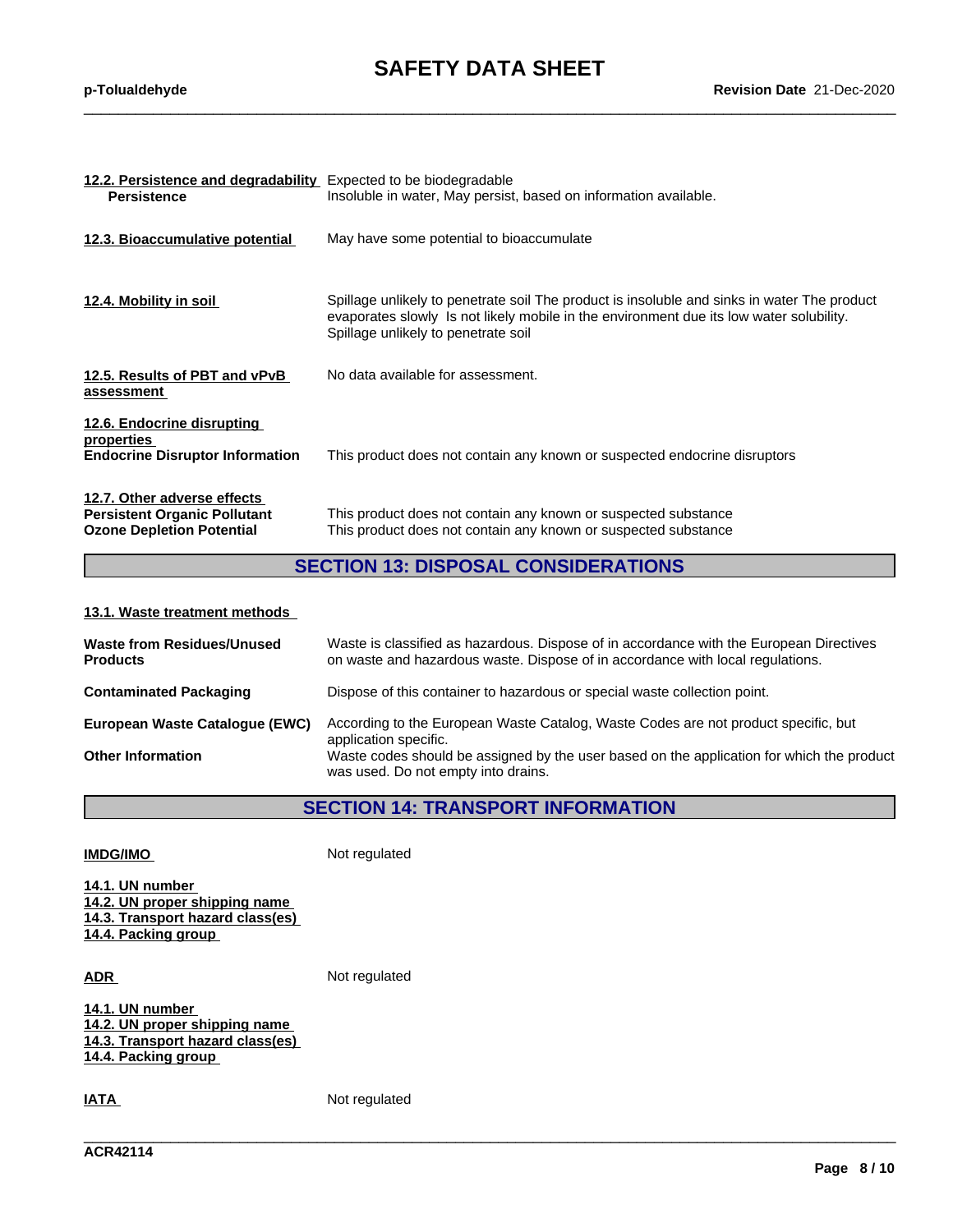**12.2. Persistence and degradability** Expected to be biodegradable

**Persistence** Insoluble in water, May persist, based on information available.

**12.3. Bioaccumulative potential** May have some potential to bioaccumulate

**12.4. Mobility in soil** Spillage unlikely to penetrate soil The product is insoluble and sinks in water The product evaporates slowly Is not likely mobile in the environment due its low water solubility. Spillage unlikely to penetrate soil

**12.5. Results of PBT and vPvB assessment** No data available for assessment.

**12.6. Endocrine disrupting properties**

**Endocrine Disruptor Information** This product does not contain any known or suspected endocrine disruptors

**12.7. Other adverse effects**

**Persistent Organic Pollutant** This product does not contain any known or suspected substance

**Ozone Depletion Potential** This product does not contain any known or suspected substance

## SECTION 13: DISPOSAL CONSIDERATIONS

**13.1. Waste treatment methods**

**Waste from Residues/Unused Products** Waste is classified as hazardous. Dispose of in accordance with the European Directives on waste and hazardous waste. Dispose of in accordance with local regulations.

**Contaminated Packaging** Dispose of this container to hazardous or special waste collection point.

**European Waste Catalogue (EWC)** According to the European Waste Catalog, Waste Codes are not product specific, but application specific.

**Other Information** Waste codes should be assigned by the user based on the application for which the product was used. Do not empty into drains.

## SECTION 14: TRANSPORT INFORMATION

**IMDG/IMO** Not regulated

**14.1. UN number**
**14.2. UN proper shipping name**
**14.3. Transport hazard class(es)**
**14.4. Packing group**

**ADR** Not regulated

**14.1. UN number**
**14.2. UN proper shipping name**
**14.3. Transport hazard class(es)**
**14.4. Packing group**

**IATA** Not regulated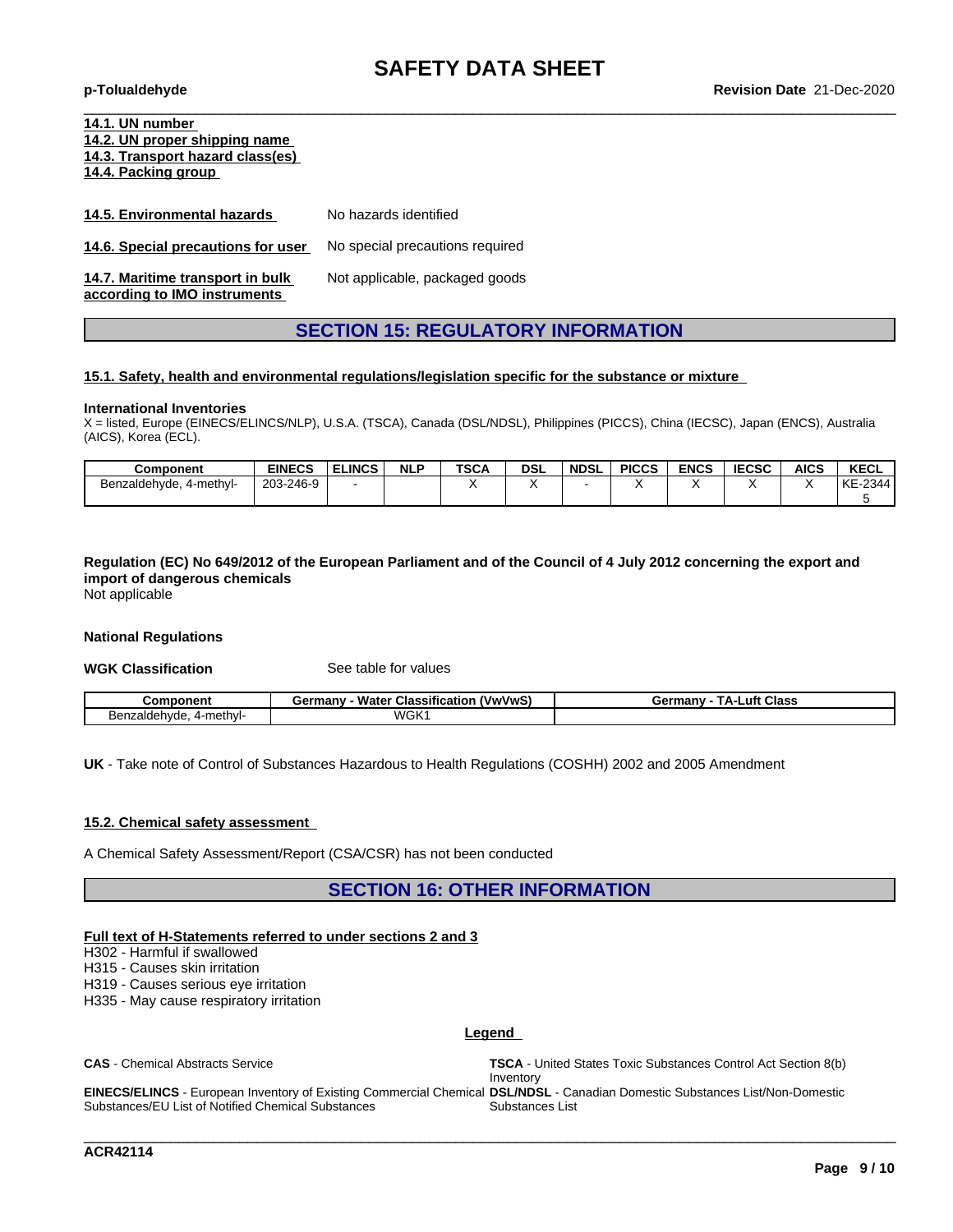**14.1. UN number**
**14.2. UN proper shipping name**
**14.3. Transport hazard class(es)**
**14.4. Packing group**

**14.5. Environmental hazards** No hazards identified

**14.6. Special precautions for user** No special precautions required

**14.7. Maritime transport in bulk according to IMO instruments** Not applicable, packaged goods

## SECTION 15: REGULATORY INFORMATION

### 15.1. Safety, health and environmental regulations/legislation specific for the substance or mixture

**International Inventories**
X = listed, Europe (EINECS/ELINCS/NLP), U.S.A. (TSCA), Canada (DSL/NDSL), Philippines (PICCS), China (IECSC), Japan (ENCS), Australia (AICS), Korea (ECL).

| Component | EINECS | ELINCS | NLP | TSCA | DSL | NDSL | PICCS | ENCS | IECSC | AICS | KECL |
|---|---|---|---|---|---|---|---|---|---|---|---|
| Benzaldehyde, 4-methyl- | 203-246-9 | - | | X | X | - | X | X | X | X | KE-23445 |

**Regulation (EC) No 649/2012 of the European Parliament and of the Council of 4 July 2012 concerning the export and import of dangerous chemicals**
Not applicable

**National Regulations**

**WGK Classification** See table for values

| Component | Germany - Water Classification (VwVwS) | Germany - TA-Luft Class |
|---|---|---|
| Benzaldehyde, 4-methyl- | WGK1 | |

**UK** - Take note of Control of Substances Hazardous to Health Regulations (COSHH) 2002 and 2005 Amendment

### 15.2. Chemical safety assessment

A Chemical Safety Assessment/Report (CSA/CSR) has not been conducted

## SECTION 16: OTHER INFORMATION

**Full text of H-Statements referred to under sections 2 and 3**

H302 - Harmful if swallowed
H315 - Causes skin irritation
H319 - Causes serious eye irritation
H335 - May cause respiratory irritation

**Legend**

**CAS** - Chemical Abstracts Service

**TSCA** - United States Toxic Substances Control Act Section 8(b) Inventory

**EINECS/ELINCS** - European Inventory of Existing Commercial Chemical Substances/EU List of Notified Chemical Substances

**DSL/NDSL** - Canadian Domestic Substances List/Non-Domestic Substances List

**ACR42114**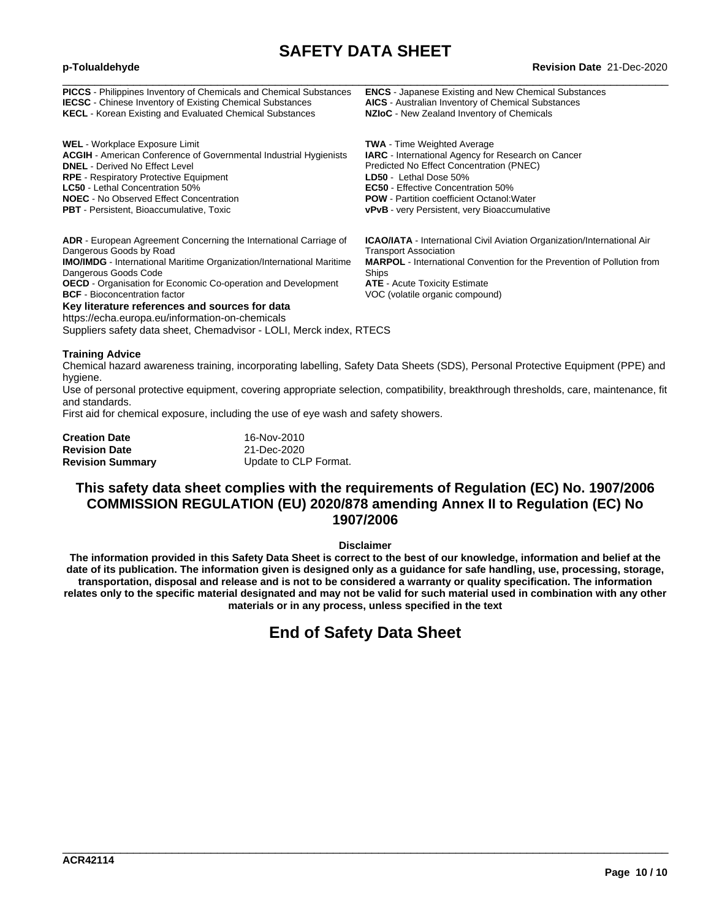**PICCS** - Philippines Inventory of Chemicals and Chemical Substances
**IECSC** - Chinese Inventory of Existing Chemical Substances
**KECL** - Korean Existing and Evaluated Chemical Substances
**ENCS** - Japanese Existing and New Chemical Substances
**AICS** - Australian Inventory of Chemical Substances
**NZIoC** - New Zealand Inventory of Chemicals

**WEL** - Workplace Exposure Limit
**ACGIH** - American Conference of Governmental Industrial Hygienists
**DNEL** - Derived No Effect Level
**RPE** - Respiratory Protective Equipment
**LC50** - Lethal Concentration 50%
**NOEC** - No Observed Effect Concentration
**PBT** - Persistent, Bioaccumulative, Toxic
**TWA** - Time Weighted Average
**IARC** - International Agency for Research on Cancer
Predicted No Effect Concentration (PNEC)
**LD50** - Lethal Dose 50%
**EC50** - Effective Concentration 50%
**POW** - Partition coefficient Octanol:Water
**vPvB** - very Persistent, very Bioaccumulative

**ADR** - European Agreement Concerning the International Carriage of Dangerous Goods by Road
**IMO/IMDG** - International Maritime Organization/International Maritime Dangerous Goods Code
**OECD** - Organisation for Economic Co-operation and Development
**BCF** - Bioconcentration factor
**ICAO/IATA** - International Civil Aviation Organization/International Air Transport Association
**MARPOL** - International Convention for the Prevention of Pollution from Ships
**ATE** - Acute Toxicity Estimate
VOC (volatile organic compound)

**Key literature references and sources for data**
https://echa.europa.eu/information-on-chemicals
Suppliers safety data sheet, Chemadvisor - LOLI, Merck index, RTECS

**Training Advice**
Chemical hazard awareness training, incorporating labelling, Safety Data Sheets (SDS), Personal Protective Equipment (PPE) and hygiene.
Use of personal protective equipment, covering appropriate selection, compatibility, breakthrough thresholds, care, maintenance, fit and standards.
First aid for chemical exposure, including the use of eye wash and safety showers.

| | |
|---|---|
| **Creation Date** | 16-Nov-2010 |
| **Revision Date** | 21-Dec-2020 |
| **Revision Summary** | Update to CLP Format. |

## This safety data sheet complies with the requirements of Regulation (EC) No. 1907/2006 COMMISSION REGULATION (EU) 2020/878 amending Annex II to Regulation (EC) No 1907/2006

**Disclaimer**

**The information provided in this Safety Data Sheet is correct to the best of our knowledge, information and belief at the date of its publication. The information given is designed only as a guidance for safe handling, use, processing, storage, transportation, disposal and release and is not to be considered a warranty or quality specification. The information relates only to the specific material designated and may not be valid for such material used in combination with any other materials or in any process, unless specified in the text**

# End of Safety Data Sheet